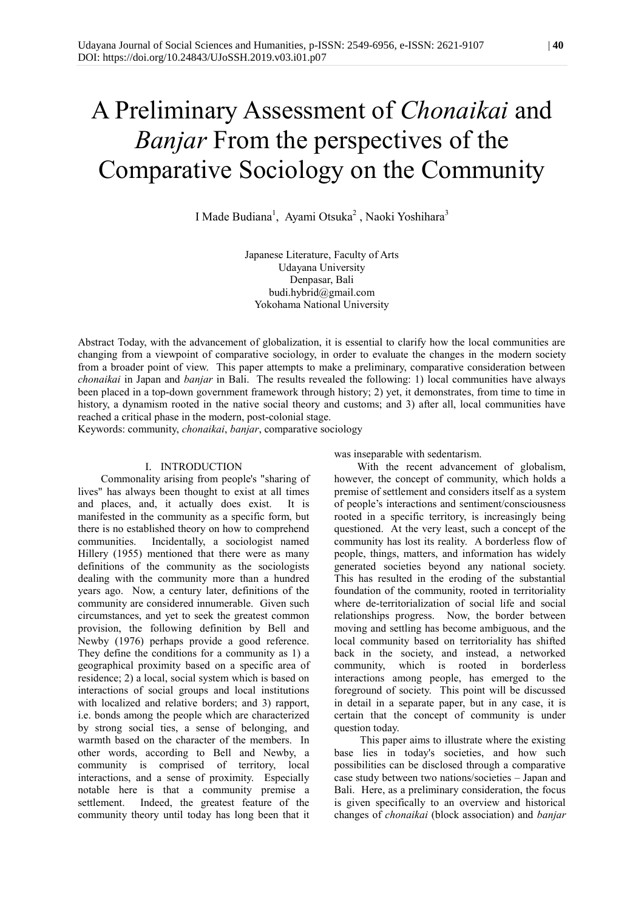# A Preliminary Assessment of *Chonaikai* and *Banjar* From the perspectives of the Comparative Sociology on the Community

I Made Budiana[1], Ayami Otsuka[2], Naoki Yoshihara[3]

Japanese Literature, Faculty of Arts
Udayana University
Denpasar, Bali
budi.hybrid@gmail.com
Yokohama National University

Abstract Today, with the advancement of globalization, it is essential to clarify how the local communities are changing from a viewpoint of comparative sociology, in order to evaluate the changes in the modern society from a broader point of view. This paper attempts to make a preliminary, comparative consideration between *chonaikai* in Japan and *banjar* in Bali. The results revealed the following: 1) local communities have always been placed in a top-down government framework through history; 2) yet, it demonstrates, from time to time in history, a dynamism rooted in the native social theory and customs; and 3) after all, local communities have reached a critical phase in the modern, post-colonial stage.

Keywords: community, *chonaikai*, *banjar*, comparative sociology

## I. INTRODUCTION

Commonality arising from people's "sharing of lives" has always been thought to exist at all times and places, and, it actually does exist. It is manifested in the community as a specific form, but there is no established theory on how to comprehend communities. Incidentally, a sociologist named Hillery (1955) mentioned that there were as many definitions of the community as the sociologists dealing with the community more than a hundred years ago. Now, a century later, definitions of the community are considered innumerable. Given such circumstances, and yet to seek the greatest common provision, the following definition by Bell and Newby (1976) perhaps provide a good reference. They define the conditions for a community as 1) a geographical proximity based on a specific area of residence; 2) a local, social system which is based on interactions of social groups and local institutions with localized and relative borders; and 3) rapport, i.e. bonds among the people which are characterized by strong social ties, a sense of belonging, and warmth based on the character of the members. In other words, according to Bell and Newby, a community is comprised of territory, local interactions, and a sense of proximity. Especially notable here is that a community premise a settlement. Indeed, the greatest feature of the community theory until today has long been that it was inseparable with sedentarism.

With the recent advancement of globalism, however, the concept of community, which holds a premise of settlement and considers itself as a system of people's interactions and sentiment/consciousness rooted in a specific territory, is increasingly being questioned. At the very least, such a concept of the community has lost its reality. A borderless flow of people, things, matters, and information has widely generated societies beyond any national society. This has resulted in the eroding of the substantial foundation of the community, rooted in territoriality where de-territorialization of social life and social relationships progress. Now, the border between moving and settling has become ambiguous, and the local community based on territoriality has shifted back in the society, and instead, a networked community, which is rooted in borderless interactions among people, has emerged to the foreground of society. This point will be discussed in detail in a separate paper, but in any case, it is certain that the concept of community is under question today.

This paper aims to illustrate where the existing base lies in today's societies, and how such possibilities can be disclosed through a comparative case study between two nations/societies – Japan and Bali. Here, as a preliminary consideration, the focus is given specifically to an overview and historical changes of *chonaikai* (block association) and *banjar*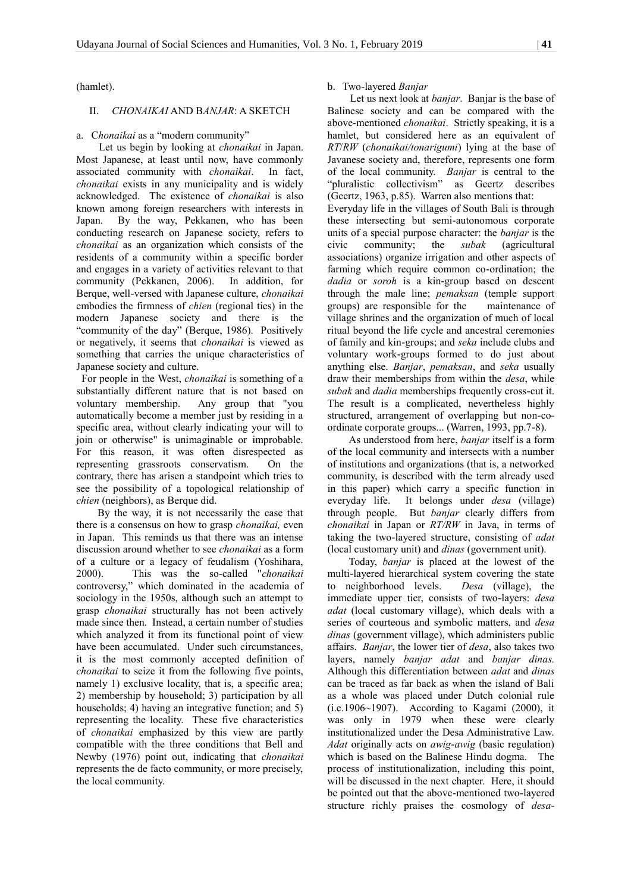(hamlet).

## II. *CHONAIKAI* AND B*ANJAR*: A SKETCH

### a. C*honaikai* as a "modern community"

Let us begin by looking at *chonaikai* in Japan. Most Japanese, at least until now, have commonly associated community with *chonaikai*. In fact, *chonaikai* exists in any municipality and is widely acknowledged. The existence of *chonaikai* is also known among foreign researchers with interests in Japan. By the way, Pekkanen, who has been conducting research on Japanese society, refers to *chonaikai* as an organization which consists of the residents of a community within a specific border and engages in a variety of activities relevant to that community (Pekkanen, 2006). In addition, for Berque, well-versed with Japanese culture, *chonaikai* embodies the firmness of *chien* (regional ties) in the modern Japanese society and there is the "community of the day" (Berque, 1986). Positively or negatively, it seems that *chonaikai* is viewed as something that carries the unique characteristics of Japanese society and culture.

For people in the West, *chonaikai* is something of a substantially different nature that is not based on voluntary membership. Any group that "you automatically become a member just by residing in a specific area, without clearly indicating your will to join or otherwise" is unimaginable or improbable. For this reason, it was often disrespected as representing grassroots conservatism. On the contrary, there has arisen a standpoint which tries to see the possibility of a topological relationship of *chien* (neighbors), as Berque did.

By the way, it is not necessarily the case that there is a consensus on how to grasp *chonaikai,* even in Japan. This reminds us that there was an intense discussion around whether to see *chonaikai* as a form of a culture or a legacy of feudalism (Yoshihara, 2000). This was the so-called "*chonaikai* controversy," which dominated in the academia of sociology in the 1950s, although such an attempt to grasp *chonaikai* structurally has not been actively made since then. Instead, a certain number of studies which analyzed it from its functional point of view have been accumulated. Under such circumstances, it is the most commonly accepted definition of *chonaikai* to seize it from the following five points, namely 1) exclusive locality, that is, a specific area; 2) membership by household; 3) participation by all households; 4) having an integrative function; and 5) representing the locality. These five characteristics of *chonaikai* emphasized by this view are partly compatible with the three conditions that Bell and Newby (1976) point out, indicating that *chonaikai* represents the de facto community, or more precisely, the local community.

### b. Two-layered *Banjar*

Let us next look at *banjar*. Banjar is the base of Balinese society and can be compared with the above-mentioned *chonaikai*. Strictly speaking, it is a hamlet, but considered here as an equivalent of *RT*/*RW* (*chonaikai/tonarigumi*) lying at the base of Javanese society and, therefore, represents one form of the local community. *Banjar* is central to the "pluralistic collectivism" as Geertz describes (Geertz, 1963, p.85). Warren also mentions that:

Everyday life in the villages of South Bali is through these intersecting but semi-autonomous corporate units of a special purpose character: the *banjar* is the civic community; the *subak* (agricultural associations) organize irrigation and other aspects of farming which require common co-ordination; the *dadia* or *soroh* is a kin-group based on descent through the male line; *pemaksan* (temple support groups) are responsible for the maintenance of village shrines and the organization of much of local ritual beyond the life cycle and ancestral ceremonies of family and kin-groups; and *seka* include clubs and voluntary work-groups formed to do just about anything else. *Banjar*, *pemaksan*, and *seka* usually draw their memberships from within the *desa*, while *subak* and *dadia* memberships frequently cross-cut it. The result is a complicated, nevertheless highly structured, arrangement of overlapping but non-co-ordinate corporate groups... (Warren, 1993, pp.7-8).

As understood from here, *banjar* itself is a form of the local community and intersects with a number of institutions and organizations (that is, a networked community, is described with the term already used in this paper) which carry a specific function in everyday life. It belongs under *desa* (village) through people. But *banjar* clearly differs from *chonaikai* in Japan or *RT/RW* in Java, in terms of taking the two-layered structure, consisting of *adat* (local customary unit) and *dinas* (government unit).

Today, *banjar* is placed at the lowest of the multi-layered hierarchical system covering the state to neighborhood levels. *Desa* (village), the immediate upper tier, consists of two-layers: *desa adat* (local customary village), which deals with a series of courteous and symbolic matters, and *desa dinas* (government village), which administers public affairs. *Banjar*, the lower tier of *desa*, also takes two layers, namely *banjar adat* and *banjar dinas.* Although this differentiation between *adat* and *dinas* can be traced as far back as when the island of Bali as a whole was placed under Dutch colonial rule (i.e.1906~1907). According to Kagami (2000), it was only in 1979 when these were clearly institutionalized under the Desa Administrative Law. *Adat* originally acts on *awig-awig* (basic regulation) which is based on the Balinese Hindu dogma. The process of institutionalization, including this point, will be discussed in the next chapter. Here, it should be pointed out that the above-mentioned two-layered structure richly praises the cosmology of *desa-*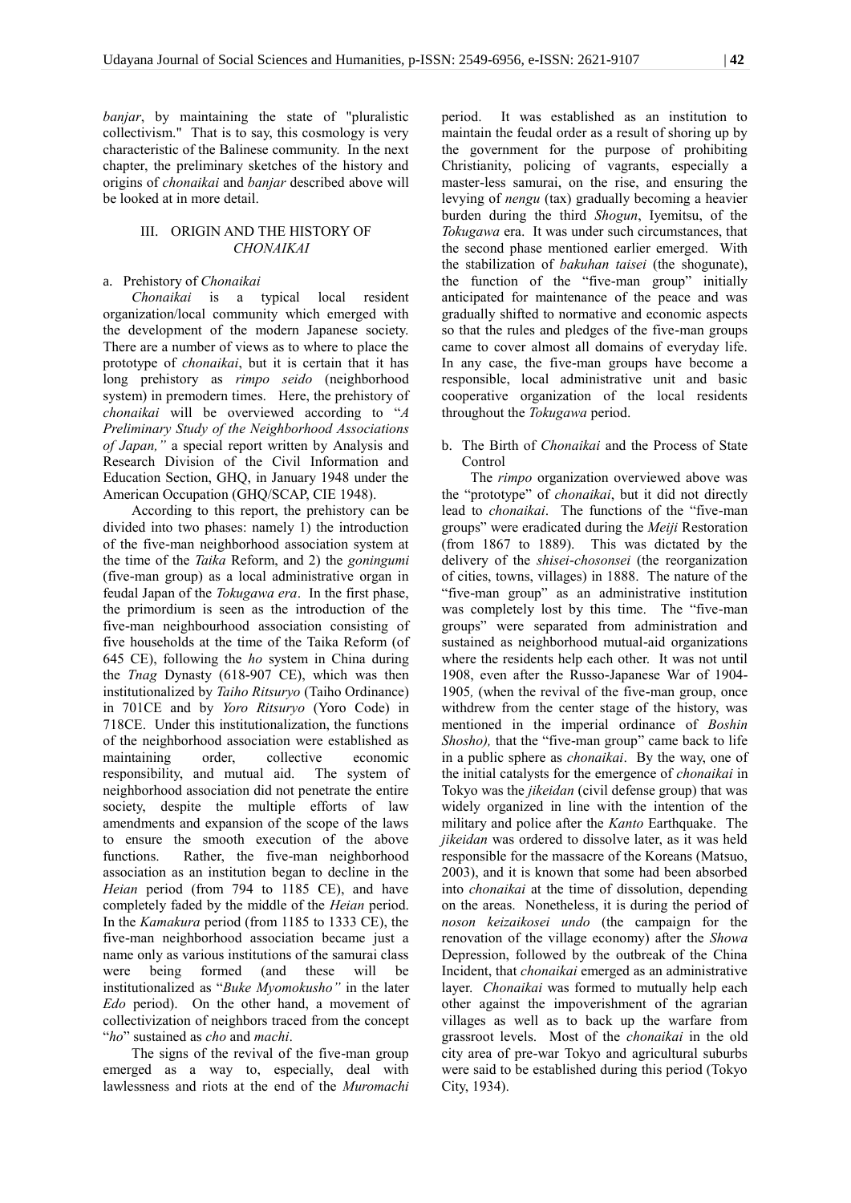*banjar*, by maintaining the state of "pluralistic collectivism." That is to say, this cosmology is very characteristic of the Balinese community. In the next chapter, the preliminary sketches of the history and origins of *chonaikai* and *banjar* described above will be looked at in more detail.

## III. ORIGIN AND THE HISTORY OF *CHONAIKAI*

### a. Prehistory of *Chonaikai*

*Chonaikai* is a typical local resident organization/local community which emerged with the development of the modern Japanese society. There are a number of views as to where to place the prototype of *chonaikai*, but it is certain that it has long prehistory as *rimpo seido* (neighborhood system) in premodern times. Here, the prehistory of *chonaikai* will be overviewed according to "*A Preliminary Study of the Neighborhood Associations of Japan,"* a special report written by Analysis and Research Division of the Civil Information and Education Section, GHQ, in January 1948 under the American Occupation (GHQ/SCAP, CIE 1948).

According to this report, the prehistory can be divided into two phases: namely 1) the introduction of the five-man neighborhood association system at the time of the *Taika* Reform, and 2) the *goningumi* (five-man group) as a local administrative organ in feudal Japan of the *Tokugawa era*. In the first phase, the primordium is seen as the introduction of the five-man neighbourhood association consisting of five households at the time of the Taika Reform (of 645 CE), following the *ho* system in China during the *Tnag* Dynasty (618-907 CE), which was then institutionalized by *Taiho Ritsuryo* (Taiho Ordinance) in 701CE and by *Yoro Ritsuryo* (Yoro Code) in 718CE. Under this institutionalization, the functions of the neighborhood association were established as maintaining order, collective economic responsibility, and mutual aid. The system of neighborhood association did not penetrate the entire society, despite the multiple efforts of law amendments and expansion of the scope of the laws to ensure the smooth execution of the above functions. Rather, the five-man neighborhood association as an institution began to decline in the *Heian* period (from 794 to 1185 CE), and have completely faded by the middle of the *Heian* period. In the *Kamakura* period (from 1185 to 1333 CE), the five-man neighborhood association became just a name only as various institutions of the samurai class were being formed (and these will be institutionalized as "*Buke Myomokusho"* in the later *Edo* period). On the other hand, a movement of collectivization of neighbors traced from the concept "*ho*" sustained as *cho* and *machi*.

The signs of the revival of the five-man group emerged as a way to, especially, deal with lawlessness and riots at the end of the *Muromachi* period. It was established as an institution to maintain the feudal order as a result of shoring up by the government for the purpose of prohibiting Christianity, policing of vagrants, especially a master-less samurai, on the rise, and ensuring the levying of *nengu* (tax) gradually becoming a heavier burden during the third *Shogun*, Iyemitsu, of the *Tokugawa* era. It was under such circumstances, that the second phase mentioned earlier emerged. With the stabilization of *bakuhan taisei* (the shogunate), the function of the "five-man group" initially anticipated for maintenance of the peace and was gradually shifted to normative and economic aspects so that the rules and pledges of the five-man groups came to cover almost all domains of everyday life. In any case, the five-man groups have become a responsible, local administrative unit and basic cooperative organization of the local residents throughout the *Tokugawa* period.

### b. The Birth of *Chonaikai* and the Process of State Control

The *rimpo* organization overviewed above was the "prototype" of *chonaikai*, but it did not directly lead to *chonaikai*. The functions of the "five-man groups" were eradicated during the *Meiji* Restoration (from 1867 to 1889). This was dictated by the delivery of the *shisei-chosonsei* (the reorganization of cities, towns, villages) in 1888. The nature of the "five-man group" as an administrative institution was completely lost by this time. The "five-man groups" were separated from administration and sustained as neighborhood mutual-aid organizations where the residents help each other. It was not until 1908, even after the Russo-Japanese War of 1904-1905*,* (when the revival of the five-man group, once withdrew from the center stage of the history, was mentioned in the imperial ordinance of *Boshin Shosho),* that the "five-man group" came back to life in a public sphere as *chonaikai*. By the way, one of the initial catalysts for the emergence of *chonaikai* in Tokyo was the *jikeidan* (civil defense group) that was widely organized in line with the intention of the military and police after the *Kanto* Earthquake. The *jikeidan* was ordered to dissolve later, as it was held responsible for the massacre of the Koreans (Matsuo, 2003), and it is known that some had been absorbed into *chonaikai* at the time of dissolution, depending on the areas. Nonetheless, it is during the period of *noson keizaikosei undo* (the campaign for the renovation of the village economy) after the *Showa* Depression, followed by the outbreak of the China Incident, that *chonaikai* emerged as an administrative layer. *Chonaikai* was formed to mutually help each other against the impoverishment of the agrarian villages as well as to back up the warfare from grassroot levels. Most of the *chonaikai* in the old city area of pre-war Tokyo and agricultural suburbs were said to be established during this period (Tokyo City, 1934).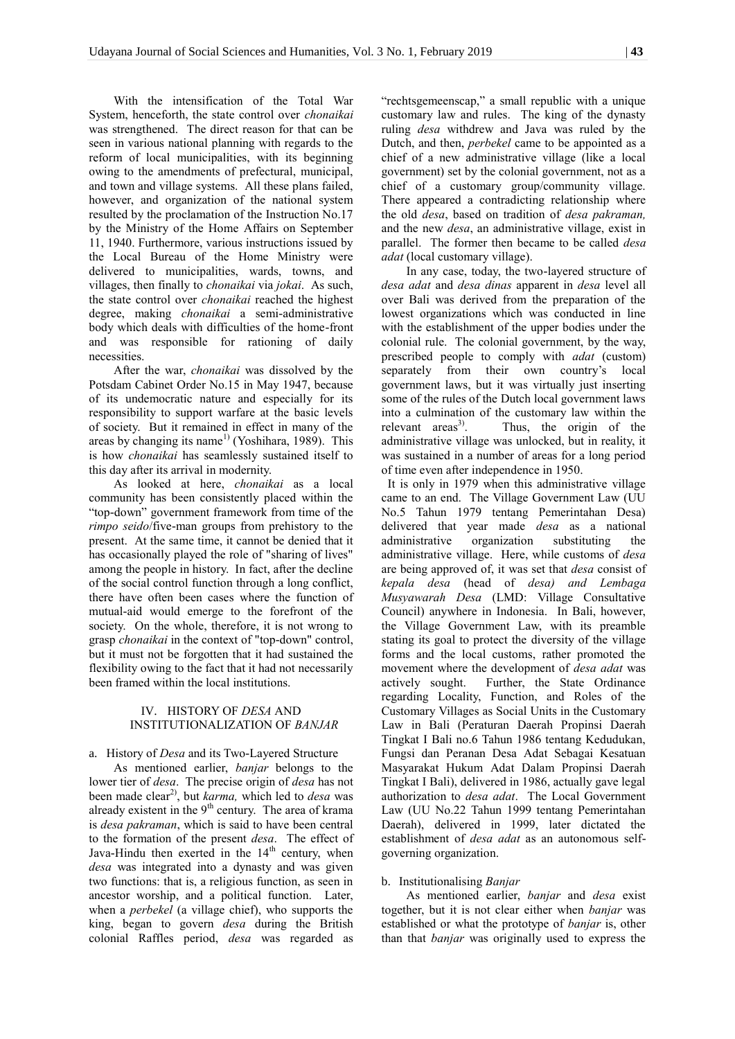With the intensification of the Total War System, henceforth, the state control over *chonaikai* was strengthened. The direct reason for that can be seen in various national planning with regards to the reform of local municipalities, with its beginning owing to the amendments of prefectural, municipal, and town and village systems. All these plans failed, however, and organization of the national system resulted by the proclamation of the Instruction No.17 by the Ministry of the Home Affairs on September 11, 1940. Furthermore, various instructions issued by the Local Bureau of the Home Ministry were delivered to municipalities, wards, towns, and villages, then finally to *chonaikai* via *jokai*. As such, the state control over *chonaikai* reached the highest degree, making *chonaikai* a semi-administrative body which deals with difficulties of the home-front and was responsible for rationing of daily necessities.

After the war, *chonaikai* was dissolved by the Potsdam Cabinet Order No.15 in May 1947, because of its undemocratic nature and especially for its responsibility to support warfare at the basic levels of society. But it remained in effect in many of the areas by changing its name[1)] (Yoshihara, 1989). This is how *chonaikai* has seamlessly sustained itself to this day after its arrival in modernity.

As looked at here, *chonaikai* as a local community has been consistently placed within the "top-down" government framework from time of the *rimpo seido*/five-man groups from prehistory to the present. At the same time, it cannot be denied that it has occasionally played the role of "sharing of lives" among the people in history. In fact, after the decline of the social control function through a long conflict, there have often been cases where the function of mutual-aid would emerge to the forefront of the society. On the whole, therefore, it is not wrong to grasp *chonaikai* in the context of "top-down" control, but it must not be forgotten that it had sustained the flexibility owing to the fact that it had not necessarily been framed within the local institutions.

## IV. HISTORY OF *DESA* AND INSTITUTIONALIZATION OF *BANJAR*

### a. History of *Desa* and its Two-Layered Structure

As mentioned earlier, *banjar* belongs to the lower tier of *desa*. The precise origin of *desa* has not been made clear[2)], but *karma,* which led to *desa* was already existent in the 9th century. The area of krama is *desa pakraman*, which is said to have been central to the formation of the present *desa*. The effect of Java-Hindu then exerted in the 14th century, when *desa* was integrated into a dynasty and was given two functions: that is, a religious function, as seen in ancestor worship, and a political function. Later, when a *perbekel* (a village chief), who supports the king, began to govern *desa* during the British colonial Raffles period, *desa* was regarded as "rechtsgemeenscap," a small republic with a unique customary law and rules. The king of the dynasty ruling *desa* withdrew and Java was ruled by the Dutch, and then, *perbekel* came to be appointed as a chief of a new administrative village (like a local government) set by the colonial government, not as a chief of a customary group/community village. There appeared a contradicting relationship where the old *desa*, based on tradition of *desa pakraman,* and the new *desa*, an administrative village, exist in parallel. The former then became to be called *desa adat* (local customary village).

In any case, today, the two-layered structure of *desa adat* and *desa dinas* apparent in *desa* level all over Bali was derived from the preparation of the lowest organizations which was conducted in line with the establishment of the upper bodies under the colonial rule. The colonial government, by the way, prescribed people to comply with *adat* (custom) separately from their own country's local government laws, but it was virtually just inserting some of the rules of the Dutch local government laws into a culmination of the customary law within the relevant areas[3)]. Thus, the origin of the administrative village was unlocked, but in reality, it was sustained in a number of areas for a long period of time even after independence in 1950.

It is only in 1979 when this administrative village came to an end. The Village Government Law (UU No.5 Tahun 1979 tentang Pemerintahan Desa) delivered that year made *desa* as a national administrative organization substituting the administrative village. Here, while customs of *desa* are being approved of, it was set that *desa* consist of *kepala desa* (head of *desa) and Lembaga Musyawarah Desa* (LMD: Village Consultative Council) anywhere in Indonesia. In Bali, however, the Village Government Law, with its preamble stating its goal to protect the diversity of the village forms and the local customs, rather promoted the movement where the development of *desa adat* was actively sought. Further, the State Ordinance regarding Locality, Function, and Roles of the Customary Villages as Social Units in the Customary Law in Bali (Peraturan Daerah Propinsi Daerah Tingkat I Bali no.6 Tahun 1986 tentang Kedudukan, Fungsi dan Peranan Desa Adat Sebagai Kesatuan Masyarakat Hukum Adat Dalam Propinsi Daerah Tingkat I Bali), delivered in 1986, actually gave legal authorization to *desa adat*. The Local Government Law (UU No.22 Tahun 1999 tentang Pemerintahan Daerah), delivered in 1999, later dictated the establishment of *desa adat* as an autonomous self-governing organization.

### b. Institutionalising *Banjar*

As mentioned earlier, *banjar* and *desa* exist together, but it is not clear either when *banjar* was established or what the prototype of *banjar* is, other than that *banjar* was originally used to express the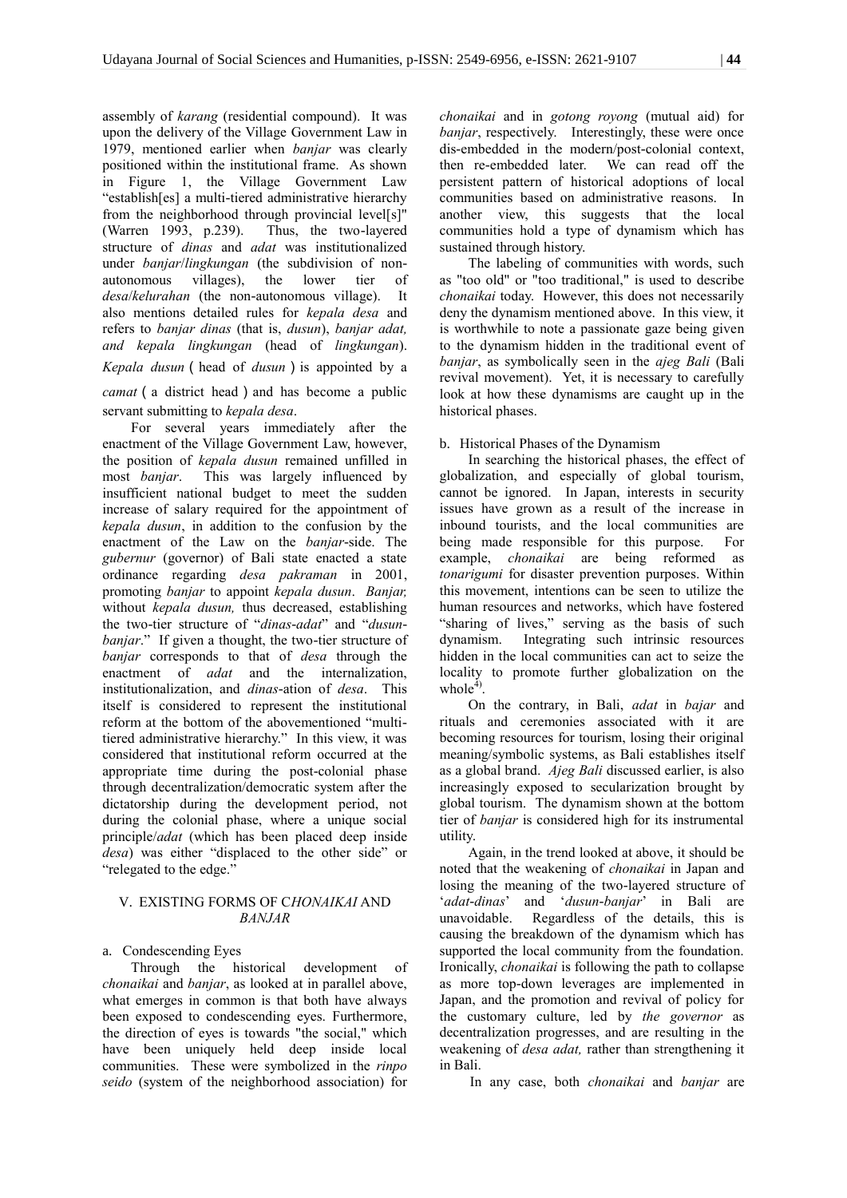assembly of *karang* (residential compound). It was upon the delivery of the Village Government Law in 1979, mentioned earlier when *banjar* was clearly positioned within the institutional frame. As shown in Figure 1, the Village Government Law "establish[es] a multi-tiered administrative hierarchy from the neighborhood through provincial level[s]" (Warren 1993, p.239). Thus, the two-layered structure of *dinas* and *adat* was institutionalized under *banjar*/*lingkungan* (the subdivision of non-autonomous villages), the lower tier of *desa*/*kelurahan* (the non-autonomous village). It also mentions detailed rules for *kepala desa* and refers to *banjar dinas* (that is, *dusun*), *banjar adat, and kepala lingkungan* (head of *lingkungan*). *Kepala dusun* ( head of *dusun* ) is appointed by a *camat* ( a district head ) and has become a public servant submitting to *kepala desa*.

For several years immediately after the enactment of the Village Government Law, however, the position of *kepala dusun* remained unfilled in most *banjar*. This was largely influenced by insufficient national budget to meet the sudden increase of salary required for the appointment of *kepala dusun*, in addition to the confusion by the enactment of the Law on the *banjar*-side. The *gubernur* (governor) of Bali state enacted a state ordinance regarding *desa pakraman* in 2001, promoting *banjar* to appoint *kepala dusun*. *Banjar,* without *kepala dusun,* thus decreased, establishing the two-tier structure of "*dinas*-*adat*" and "*dusun*-*banjar*." If given a thought, the two-tier structure of *banjar* corresponds to that of *desa* through the enactment of *adat* and the internalization, institutionalization, and *dinas*-ation of *desa*. This itself is considered to represent the institutional reform at the bottom of the abovementioned "multi-tiered administrative hierarchy." In this view, it was considered that institutional reform occurred at the appropriate time during the post-colonial phase through decentralization/democratic system after the dictatorship during the development period, not during the colonial phase, where a unique social principle/*adat* (which has been placed deep inside *desa*) was either "displaced to the other side" or "relegated to the edge."

## V. EXISTING FORMS OF C*HONAIKAI* AND *BANJAR*

### a. Condescending Eyes

Through the historical development of *chonaikai* and *banjar*, as looked at in parallel above, what emerges in common is that both have always been exposed to condescending eyes. Furthermore, the direction of eyes is towards "the social," which have been uniquely held deep inside local communities. These were symbolized in the *rinpo seido* (system of the neighborhood association) for *chonaikai* and in *gotong royong* (mutual aid) for *banjar*, respectively. Interestingly, these were once dis-embedded in the modern/post-colonial context, then re-embedded later. We can read off the persistent pattern of historical adoptions of local communities based on administrative reasons. In another view, this suggests that the local communities hold a type of dynamism which has sustained through history.

The labeling of communities with words, such as "too old" or "too traditional," is used to describe *chonaikai* today. However, this does not necessarily deny the dynamism mentioned above. In this view, it is worthwhile to note a passionate gaze being given to the dynamism hidden in the traditional event of *banjar*, as symbolically seen in the *ajeg Bali* (Bali revival movement). Yet, it is necessary to carefully look at how these dynamisms are caught up in the historical phases.

### b. Historical Phases of the Dynamism

In searching the historical phases, the effect of globalization, and especially of global tourism, cannot be ignored. In Japan, interests in security issues have grown as a result of the increase in inbound tourists, and the local communities are being made responsible for this purpose. For example, *chonaikai* are being reformed as *tonarigumi* for disaster prevention purposes. Within this movement, intentions can be seen to utilize the human resources and networks, which have fostered "sharing of lives," serving as the basis of such dynamism. Integrating such intrinsic resources hidden in the local communities can act to seize the locality to promote further globalization on the whole[4].

On the contrary, in Bali, *adat* in *bajar* and rituals and ceremonies associated with it are becoming resources for tourism, losing their original meaning/symbolic systems, as Bali establishes itself as a global brand. *Ajeg Bali* discussed earlier, is also increasingly exposed to secularization brought by global tourism. The dynamism shown at the bottom tier of *banjar* is considered high for its instrumental utility.

Again, in the trend looked at above, it should be noted that the weakening of *chonaikai* in Japan and losing the meaning of the two-layered structure of '*adat*-*dinas*' and '*dusun*-*banjar*' in Bali are unavoidable. Regardless of the details, this is causing the breakdown of the dynamism which has supported the local community from the foundation. Ironically, *chonaikai* is following the path to collapse as more top-down leverages are implemented in Japan, and the promotion and revival of policy for the customary culture, led by *the governor* as decentralization progresses, and are resulting in the weakening of *desa adat,* rather than strengthening it in Bali.

In any case, both *chonaikai* and *banjar* are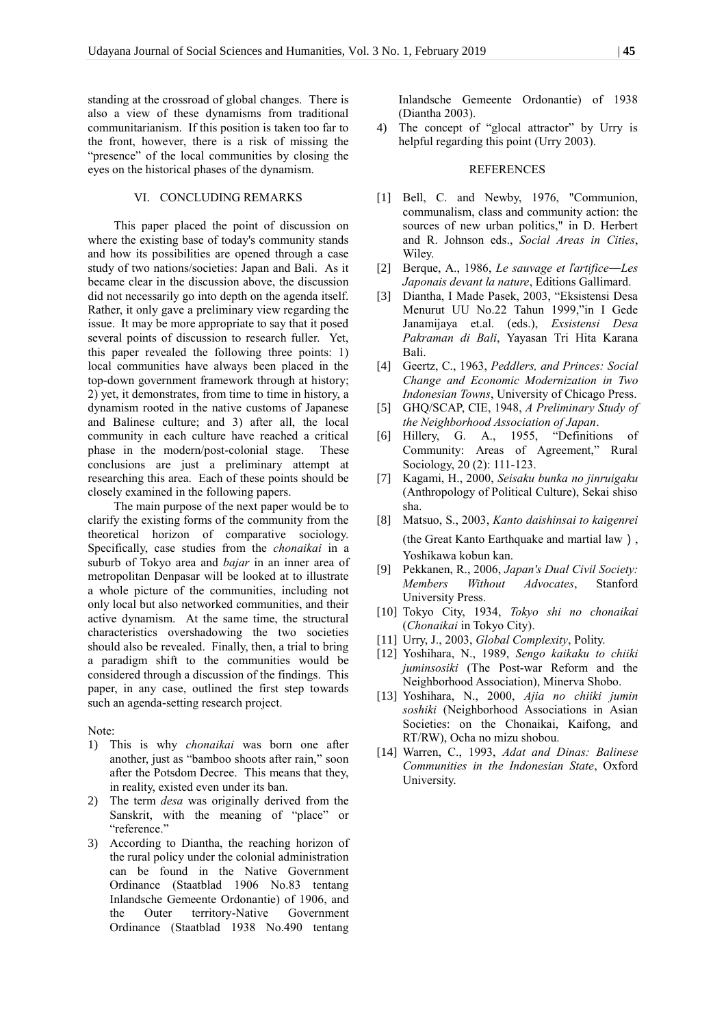standing at the crossroad of global changes. There is also a view of these dynamisms from traditional communitarianism. If this position is taken too far to the front, however, there is a risk of missing the "presence" of the local communities by closing the eyes on the historical phases of the dynamism.

## VI. CONCLUDING REMARKS

This paper placed the point of discussion on where the existing base of today's community stands and how its possibilities are opened through a case study of two nations/societies: Japan and Bali. As it became clear in the discussion above, the discussion did not necessarily go into depth on the agenda itself. Rather, it only gave a preliminary view regarding the issue. It may be more appropriate to say that it posed several points of discussion to research fuller. Yet, this paper revealed the following three points: 1) local communities have always been placed in the top-down government framework through at history; 2) yet, it demonstrates, from time to time in history, a dynamism rooted in the native customs of Japanese and Balinese culture; and 3) after all, the local community in each culture have reached a critical phase in the modern/post-colonial stage. These conclusions are just a preliminary attempt at researching this area. Each of these points should be closely examined in the following papers.

The main purpose of the next paper would be to clarify the existing forms of the community from the theoretical horizon of comparative sociology. Specifically, case studies from the *chonaikai* in a suburb of Tokyo area and *bajar* in an inner area of metropolitan Denpasar will be looked at to illustrate a whole picture of the communities, including not only local but also networked communities, and their active dynamism. At the same time, the structural characteristics overshadowing the two societies should also be revealed. Finally, then, a trial to bring a paradigm shift to the communities would be considered through a discussion of the findings. This paper, in any case, outlined the first step towards such an agenda-setting research project.

Note:

1) This is why *chonaikai* was born one after another, just as "bamboo shoots after rain," soon after the Potsdom Decree. This means that they, in reality, existed even under its ban.
2) The term *desa* was originally derived from the Sanskrit, with the meaning of "place" or "reference."
3) According to Diantha, the reaching horizon of the rural policy under the colonial administration can be found in the Native Government Ordinance (Staatblad 1906 No.83 tentang Inlandsche Gemeente Ordonantie) of 1906, and the Outer territory-Native Government Ordinance (Staatblad 1938 No.490 tentang Inlandsche Gemeente Ordonantie) of 1938 (Diantha 2003).
4) The concept of "glocal attractor" by Urry is helpful regarding this point (Urry 2003).

## REFERENCES

[1] Bell, C. and Newby, 1976, "Communion, communalism, class and community action: the sources of new urban politics," in D. Herbert and R. Johnson eds., *Social Areas in Cities*, Wiley.

[2] Berque, A., 1986, *Le sauvage et l'artifice―Les Japonais devant la nature*, Editions Gallimard.

[3] Diantha, I Made Pasek, 2003, "Eksistensi Desa Menurut UU No.22 Tahun 1999,"in I Gede Janamijaya et.al. (eds.), *Exsistensi Desa Pakraman di Bali*, Yayasan Tri Hita Karana Bali.

[4] Geertz, C., 1963, *Peddlers, and Princes: Social Change and Economic Modernization in Two Indonesian Towns*, University of Chicago Press.

[5] GHQ/SCAP, CIE, 1948, *A Preliminary Study of the Neighborhood Association of Japan*.

[6] Hillery, G. A., 1955, "Definitions of Community: Areas of Agreement," Rural Sociology, 20 (2): 111-123.

[7] Kagami, H., 2000, *Seisaku bunka no jinruigaku* (Anthropology of Political Culture), Sekai shiso sha.

[8] Matsuo, S., 2003, *Kanto daishinsai to kaigenrei* (the Great Kanto Earthquake and martial law）, Yoshikawa kobun kan.

[9] Pekkanen, R., 2006, *Japan's Dual Civil Society: Members Without Advocates*, Stanford University Press.

[10] Tokyo City, 1934, *Tokyo shi no chonaikai* (*Chonaikai* in Tokyo City).

[11] Urry, J., 2003, *Global Complexity*, Polity.

[12] Yoshihara, N., 1989, *Sengo kaikaku to chiiki juminsosiki* (The Post-war Reform and the Neighborhood Association), Minerva Shobo.

[13] Yoshihara, N., 2000, *Ajia no chiiki jumin soshiki* (Neighborhood Associations in Asian Societies: on the Chonaikai, Kaifong, and RT/RW), Ocha no mizu shobou.

[14] Warren, C., 1993, *Adat and Dinas: Balinese Communities in the Indonesian State*, Oxford University.